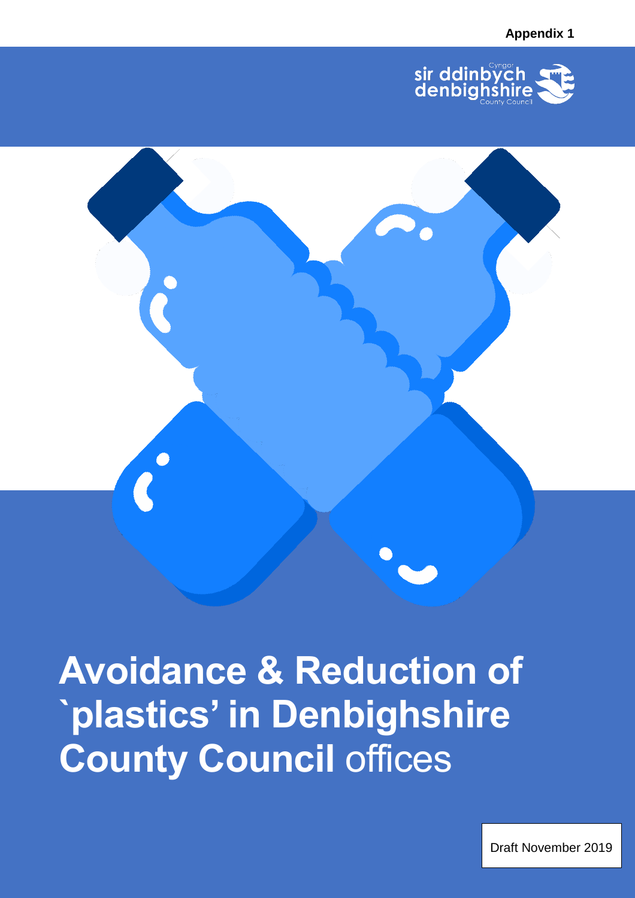Appendix 1

sir ddinbych denbighshire

Cyngor County Council

# Avoidance & Reduction of `plastics' in Denbighshire County Council offices

Draft November 2019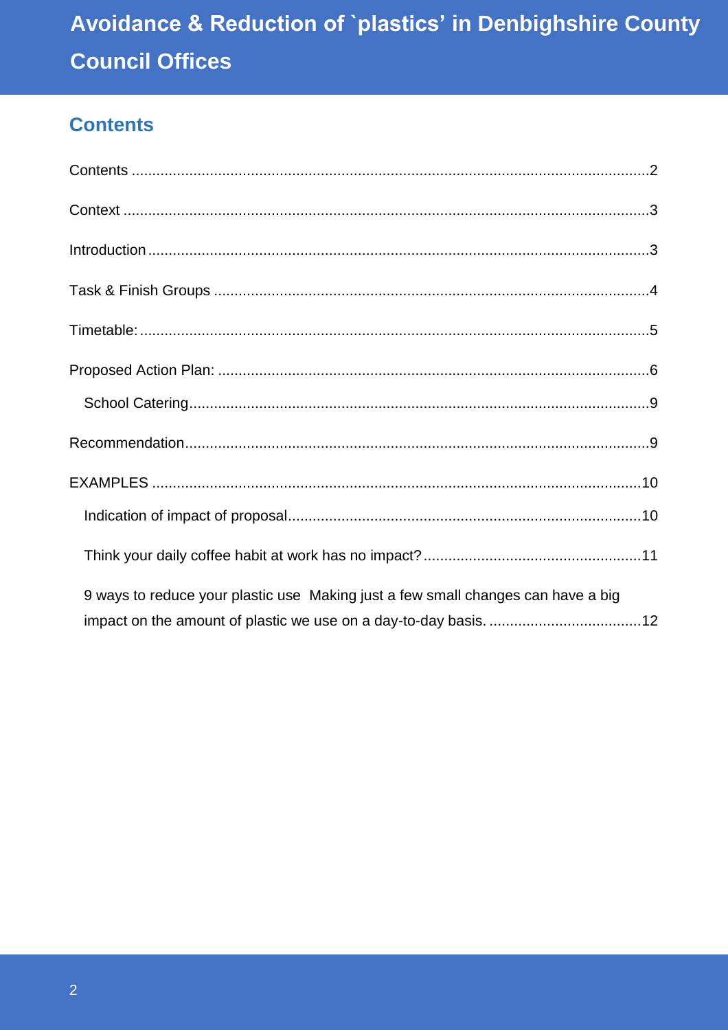## Contents

Contents ............................................................................................................................2

Context ..............................................................................................................................3

Introduction........................................................................................................................3

Task & Finish Groups ........................................................................................................4

Timetable: ..........................................................................................................................5

Proposed Action Plan: .......................................................................................................6

- School Catering..............................................................................................................9

Recommendation...............................................................................................................9

EXAMPLES .....................................................................................................................10

- Indication of impact of proposal....................................................................................10
- Think your daily coffee habit at work has no impact?....................................................11
- 9 ways to reduce your plastic use  Making just a few small changes can have a big impact on the amount of plastic we use on a day-to-day basis. ....................................12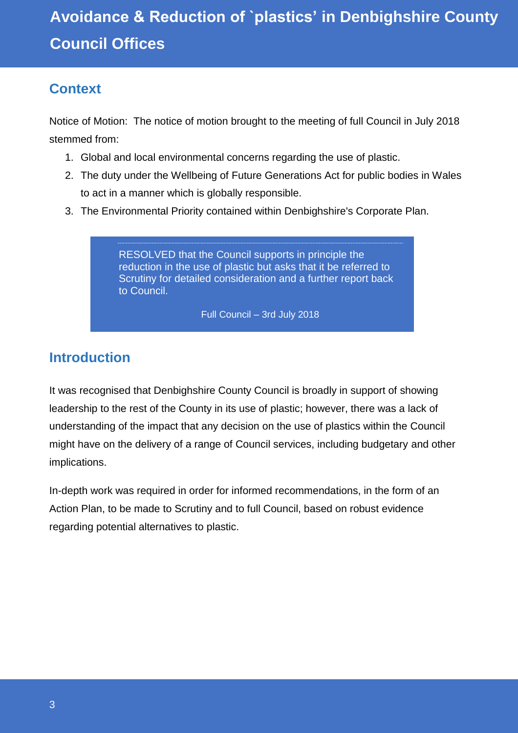# Avoidance & Reduction of `plastics' in Denbighshire County Council Offices

## Context

Notice of Motion: The notice of motion brought to the meeting of full Council in July 2018 stemmed from:

1. Global and local environmental concerns regarding the use of plastic.
2. The duty under the Wellbeing of Future Generations Act for public bodies in Wales to act in a manner which is globally responsible.
3. The Environmental Priority contained within Denbighshire's Corporate Plan.

> RESOLVED that the Council supports in principle the reduction in the use of plastic but asks that it be referred to Scrutiny for detailed consideration and a further report back to Council.
>
> Full Council – 3rd July 2018

## Introduction

It was recognised that Denbighshire County Council is broadly in support of showing leadership to the rest of the County in its use of plastic; however, there was a lack of understanding of the impact that any decision on the use of plastics within the Council might have on the delivery of a range of Council services, including budgetary and other implications.

In-depth work was required in order for informed recommendations, in the form of an Action Plan, to be made to Scrutiny and to full Council, based on robust evidence regarding potential alternatives to plastic.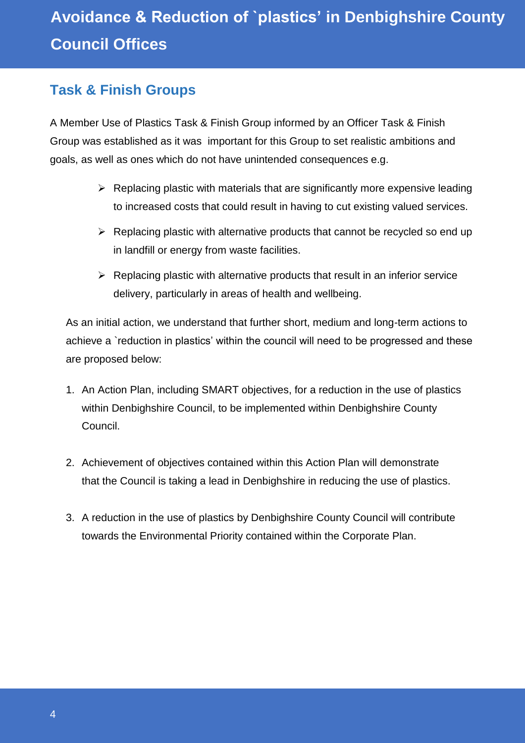## Task & Finish Groups

A Member Use of Plastics Task & Finish Group informed by an Officer Task & Finish Group was established as it was important for this Group to set realistic ambitions and goals, as well as ones which do not have unintended consequences e.g.

- Replacing plastic with materials that are significantly more expensive leading to increased costs that could result in having to cut existing valued services.
- Replacing plastic with alternative products that cannot be recycled so end up in landfill or energy from waste facilities.
- Replacing plastic with alternative products that result in an inferior service delivery, particularly in areas of health and wellbeing.

As an initial action, we understand that further short, medium and long-term actions to achieve a `reduction in plastics' within the council will need to be progressed and these are proposed below:

1. An Action Plan, including SMART objectives, for a reduction in the use of plastics within Denbighshire Council, to be implemented within Denbighshire County Council.

2. Achievement of objectives contained within this Action Plan will demonstrate that the Council is taking a lead in Denbighshire in reducing the use of plastics.

3. A reduction in the use of plastics by Denbighshire County Council will contribute towards the Environmental Priority contained within the Corporate Plan.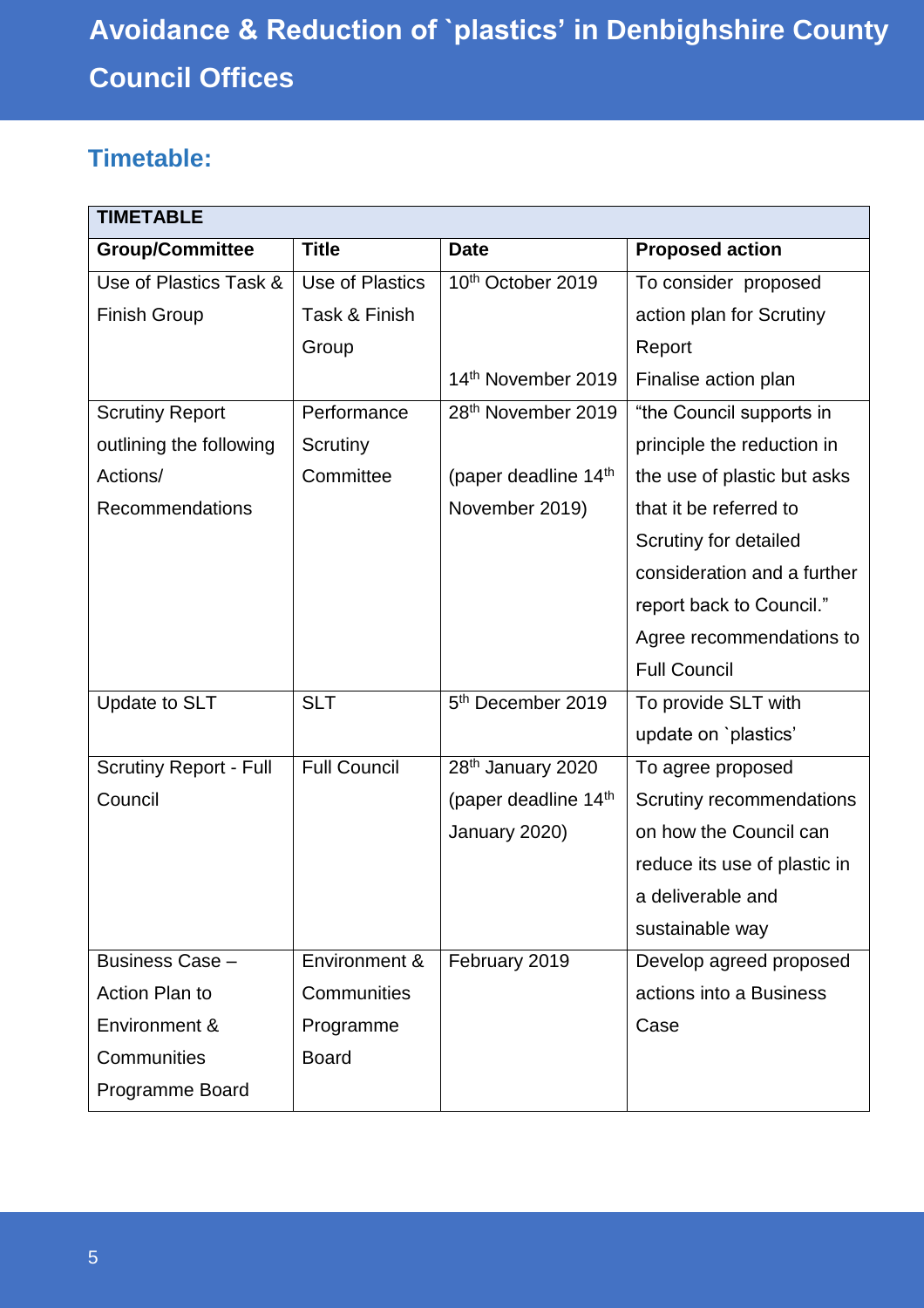# Avoidance & Reduction of `plastics' in Denbighshire County Council Offices

## Timetable:

| TIMETABLE | | | |
|---|---|---|---|
| **Group/Committee** | **Title** | **Date** | **Proposed action** |
| Use of Plastics Task & Finish Group | Use of Plastics Task & Finish Group | 10th October 2019<br><br>14th November 2019 | To consider proposed action plan for Scrutiny Report<br><br>Finalise action plan |
| Scrutiny Report outlining the following Actions/ Recommendations | Performance Scrutiny Committee | 28th November 2019<br><br>(paper deadline 14th November 2019) | "the Council supports in principle the reduction in the use of plastic but asks that it be referred to Scrutiny for detailed consideration and a further report back to Council." Agree recommendations to Full Council |
| Update to SLT | SLT | 5th December 2019 | To provide SLT with update on `plastics' |
| Scrutiny Report - Full Council | Full Council | 28th January 2020 (paper deadline 14th January 2020) | To agree proposed Scrutiny recommendations on how the Council can reduce its use of plastic in a deliverable and sustainable way |
| Business Case – Action Plan to Environment & Communities Programme Board | Environment & Communities Programme Board | February 2019 | Develop agreed proposed actions into a Business Case |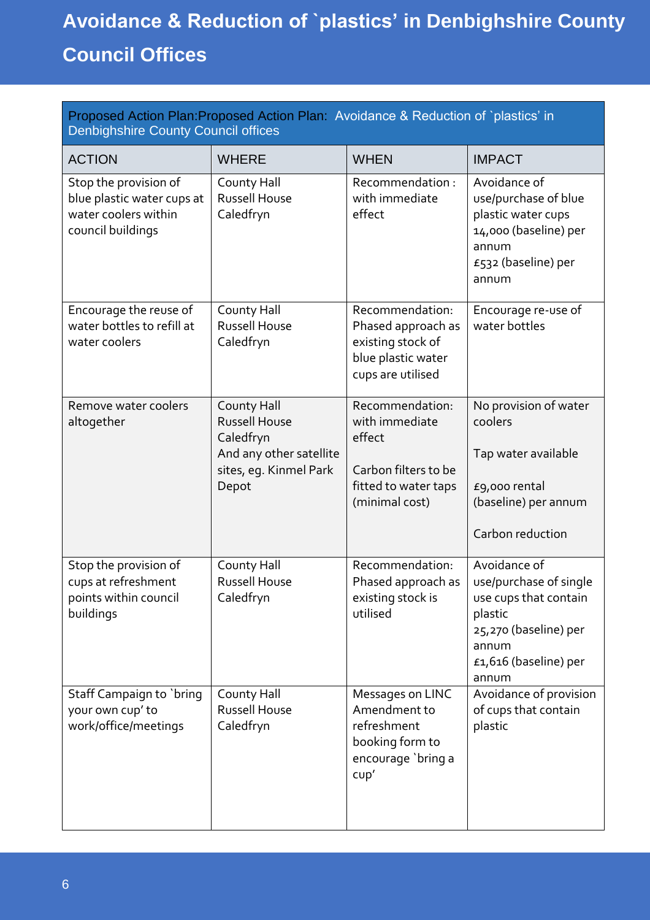# Avoidance & Reduction of `plastics' in Denbighshire County Council Offices

| Proposed Action Plan:Proposed Action Plan: Avoidance & Reduction of `plastics' in Denbighshire County Council offices | | | |
|---|---|---|---|
| ACTION | WHERE | WHEN | IMPACT |
| Stop the provision of blue plastic water cups at water coolers within council buildings | County Hall<br>Russell House<br>Caledfryn | Recommendation : with immediate effect | Avoidance of use/purchase of blue plastic water cups<br>14,000 (baseline) per annum<br>£532 (baseline) per annum |
| Encourage the reuse of water bottles to refill at water coolers | County Hall<br>Russell House<br>Caledfryn | Recommendation: Phased approach as existing stock of blue plastic water cups are utilised | Encourage re-use of water bottles |
| Remove water coolers altogether | County Hall<br>Russell House<br>Caledfryn<br>And any other satellite sites, eg. Kinmel Park Depot | Recommendation: with immediate effect<br><br>Carbon filters to be fitted to water taps (minimal cost) | No provision of water coolers<br><br>Tap water available<br><br>£9,000 rental (baseline) per annum<br><br>Carbon reduction |
| Stop the provision of cups at refreshment points within council buildings | County Hall<br>Russell House<br>Caledfryn | Recommendation: Phased approach as existing stock is utilised | Avoidance of use/purchase of single use cups that contain plastic<br>25,270 (baseline) per annum<br>£1,616 (baseline) per annum |
| Staff Campaign to `bring your own cup' to work/office/meetings | County Hall<br>Russell House<br>Caledfryn | Messages on LINC<br>Amendment to refreshment booking form to encourage `bring a cup' | Avoidance of provision of cups that contain plastic |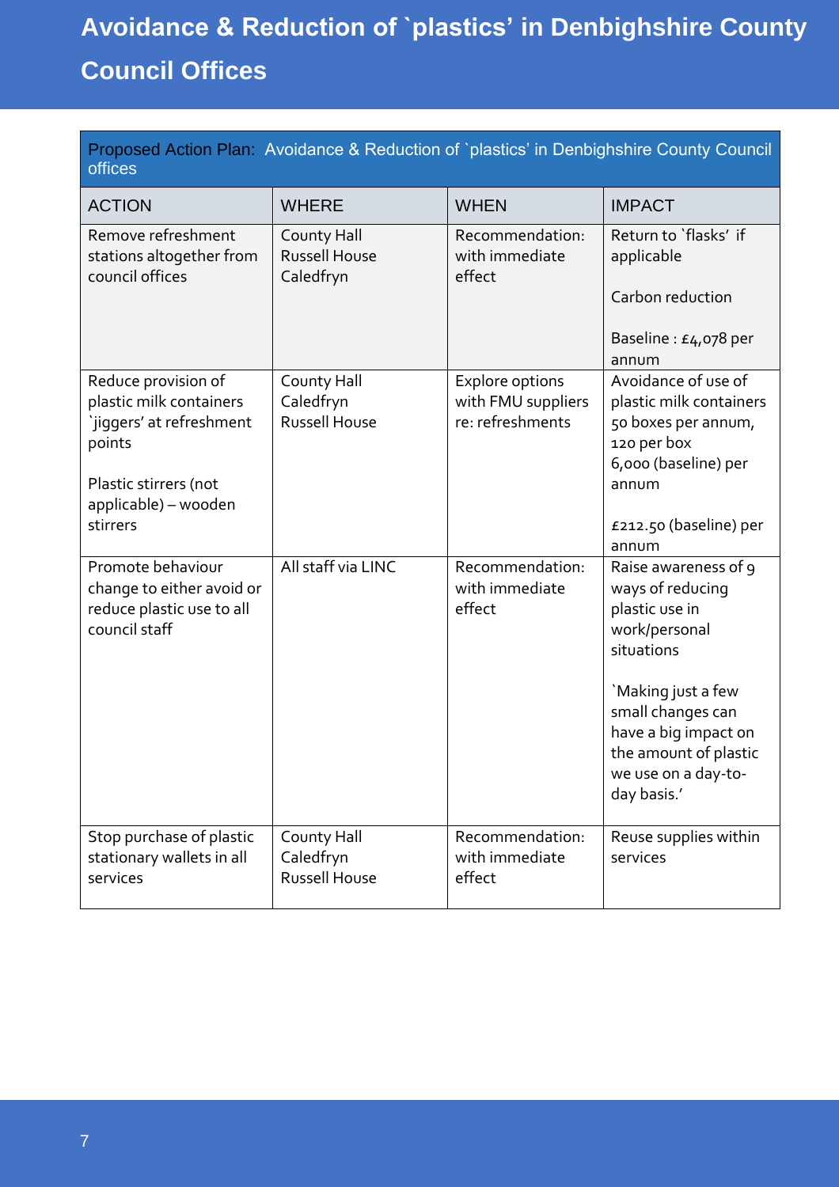# Avoidance & Reduction of `plastics' in Denbighshire County Council Offices

| Proposed Action Plan: Avoidance & Reduction of `plastics' in Denbighshire County Council offices | | | |
|---|---|---|---|
| ACTION | WHERE | WHEN | IMPACT |
| Remove refreshment stations altogether from council offices | County Hall<br>Russell House<br>Caledfryn | Recommendation: with immediate effect | Return to `flasks' if applicable<br><br>Carbon reduction<br><br>Baseline : £4,078 per annum |
| Reduce provision of plastic milk containers `jiggers' at refreshment points<br><br>Plastic stirrers (not applicable) – wooden stirrers | County Hall<br>Caledfryn<br>Russell House | Explore options with FMU suppliers re: refreshments | Avoidance of use of plastic milk containers 50 boxes per annum, 120 per box<br>6,000 (baseline) per annum<br><br>£212.50 (baseline) per annum |
| Promote behaviour change to either avoid or reduce plastic use to all council staff | All staff via LINC | Recommendation: with immediate effect | Raise awareness of 9 ways of reducing plastic use in work/personal situations<br><br>`Making just a few small changes can have a big impact on the amount of plastic we use on a day-to-day basis.' |
| Stop purchase of plastic stationary wallets in all services | County Hall<br>Caledfryn<br>Russell House | Recommendation: with immediate effect | Reuse supplies within services |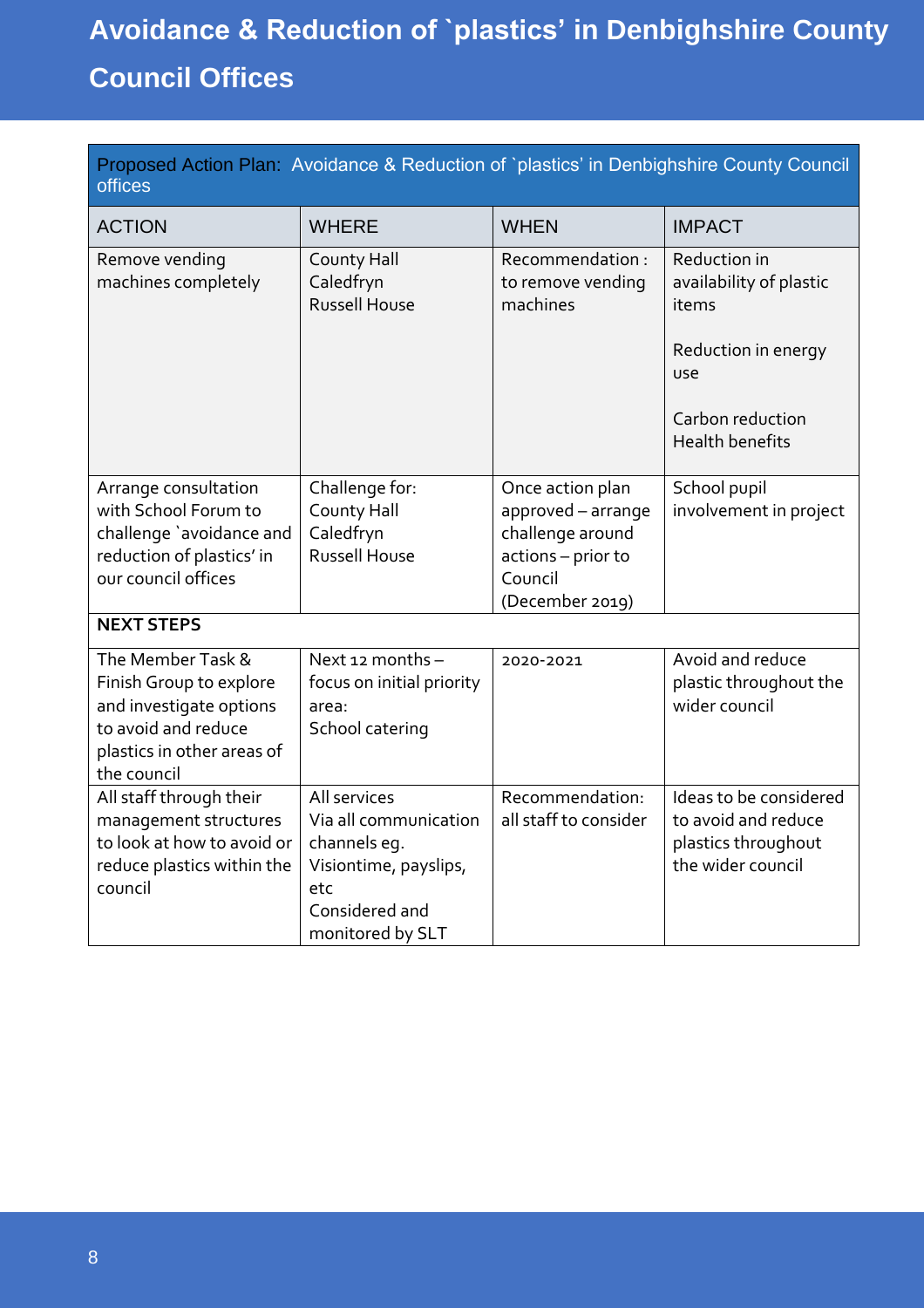# Avoidance & Reduction of `plastics' in Denbighshire County Council Offices

| Proposed Action Plan: Avoidance & Reduction of `plastics' in Denbighshire County Council offices | | | |
|---|---|---|---|
| **ACTION** | **WHERE** | **WHEN** | **IMPACT** |
| Remove vending machines completely | County Hall<br>Caledfryn<br>Russell House | Recommendation : to remove vending machines | Reduction in availability of plastic items<br><br>Reduction in energy use<br><br>Carbon reduction<br>Health benefits |
| Arrange consultation with School Forum to challenge `avoidance and reduction of plastics' in our council offices | Challenge for:<br>County Hall<br>Caledfryn<br>Russell House | Once action plan approved – arrange challenge around actions – prior to Council (December 2019) | School pupil involvement in project |
| **NEXT STEPS** | | | |
| The Member Task & Finish Group to explore and investigate options to avoid and reduce plastics in other areas of the council | Next 12 months – focus on initial priority area:<br>School catering | 2020-2021 | Avoid and reduce plastic throughout the wider council |
| All staff through their management structures to look at how to avoid or reduce plastics within the council | All services<br>Via all communication channels eg. Visiontime, payslips, etc<br>Considered and monitored by SLT | Recommendation: all staff to consider | Ideas to be considered to avoid and reduce plastics throughout the wider council |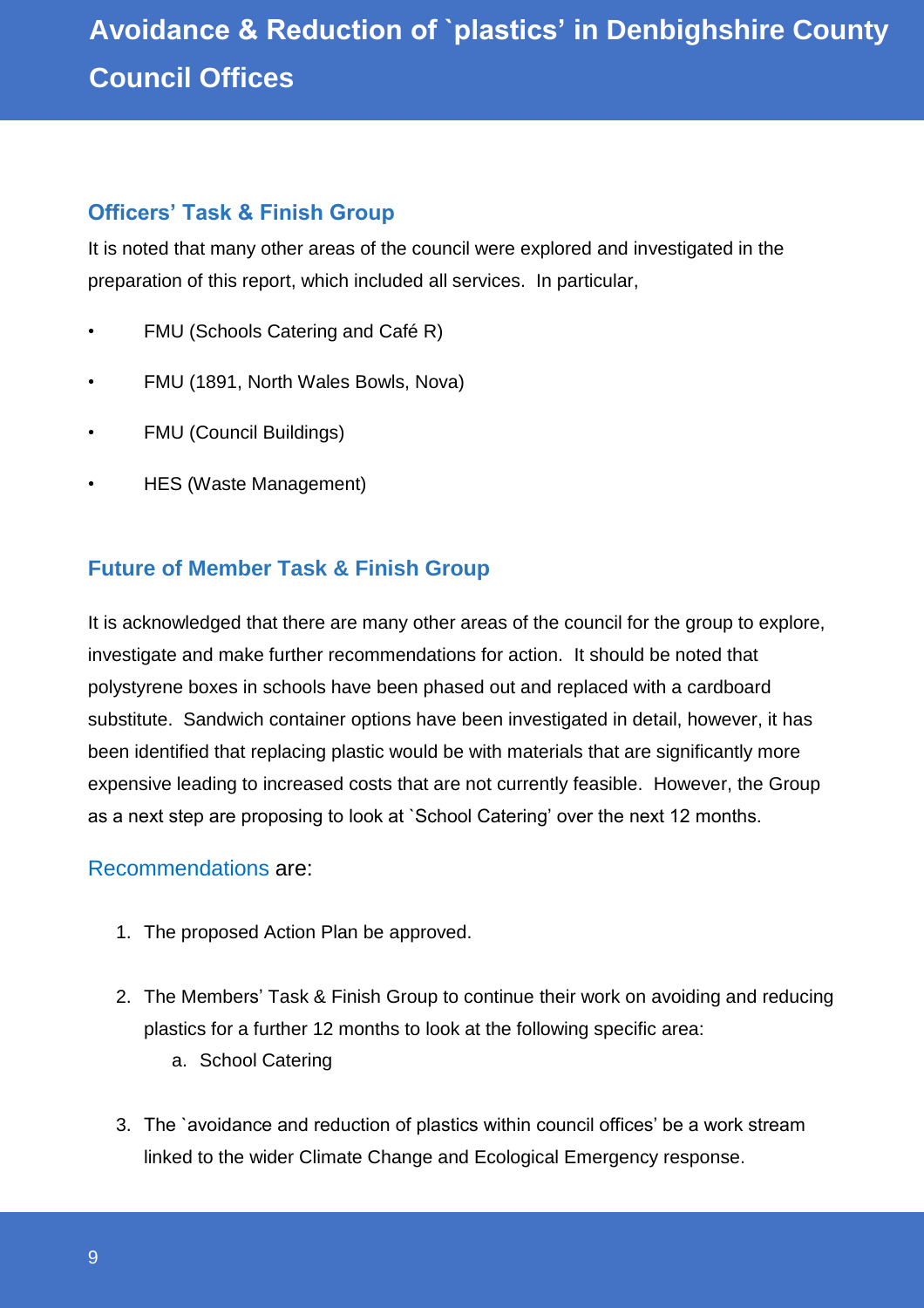## Officers' Task & Finish Group

It is noted that many other areas of the council were explored and investigated in the preparation of this report, which included all services. In particular,

- FMU (Schools Catering and Café R)
- FMU (1891, North Wales Bowls, Nova)
- FMU (Council Buildings)
- HES (Waste Management)

## Future of Member Task & Finish Group

It is acknowledged that there are many other areas of the council for the group to explore, investigate and make further recommendations for action. It should be noted that polystyrene boxes in schools have been phased out and replaced with a cardboard substitute. Sandwich container options have been investigated in detail, however, it has been identified that replacing plastic would be with materials that are significantly more expensive leading to increased costs that are not currently feasible. However, the Group as a next step are proposing to look at `School Catering' over the next 12 months.

### Recommendations are:

1. The proposed Action Plan be approved.

2. The Members' Task & Finish Group to continue their work on avoiding and reducing plastics for a further 12 months to look at the following specific area:
   a. School Catering

3. The `avoidance and reduction of plastics within council offices' be a work stream linked to the wider Climate Change and Ecological Emergency response.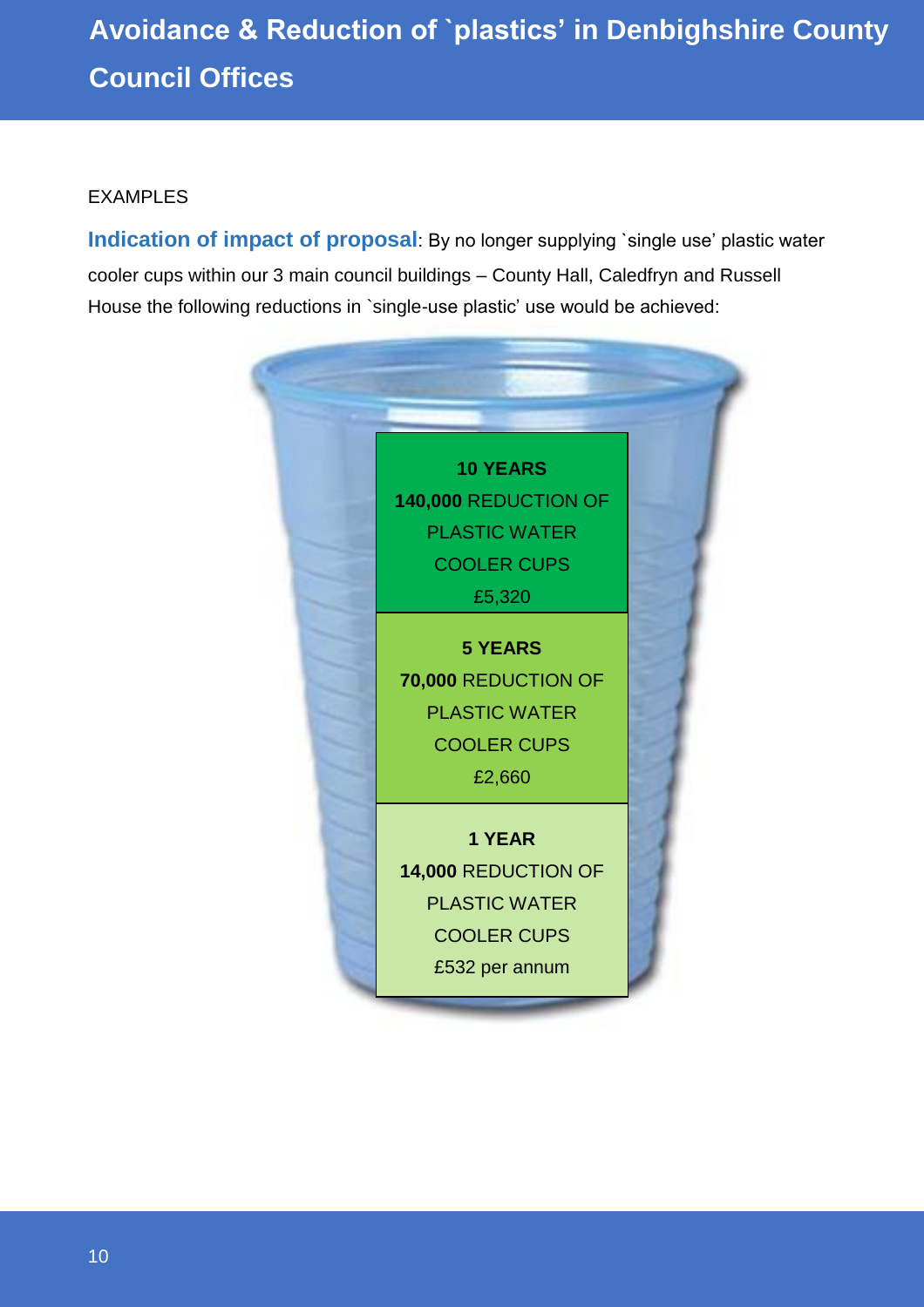# Avoidance & Reduction of `plastics' in Denbighshire County Council Offices

EXAMPLES

**Indication of impact of proposal**: By no longer supplying `single use' plastic water cooler cups within our 3 main council buildings – County Hall, Caledfryn and Russell House the following reductions in `single-use plastic' use would be achieved:

**10 YEARS**
**140,000** REDUCTION OF PLASTIC WATER COOLER CUPS
£5,320

**5 YEARS**
**70,000** REDUCTION OF PLASTIC WATER COOLER CUPS
£2,660

**1 YEAR**
**14,000** REDUCTION OF PLASTIC WATER COOLER CUPS
£532 per annum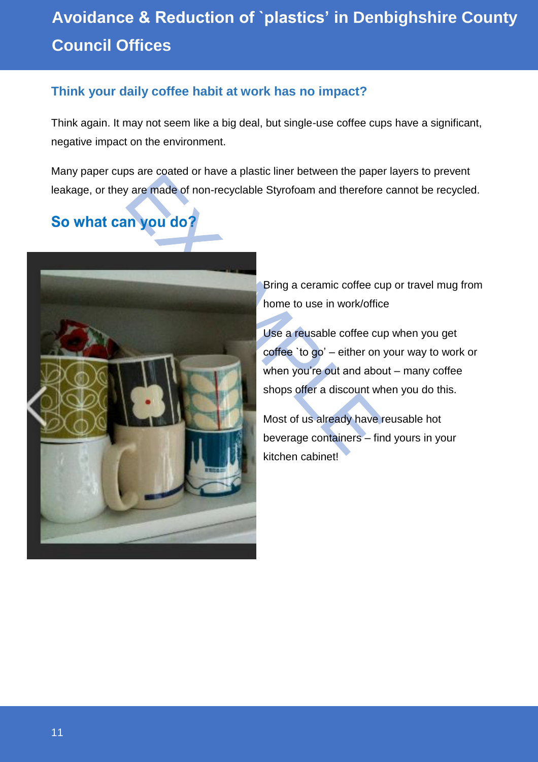# Avoidance & Reduction of `plastics' in Denbighshire County Council Offices

### Think your daily coffee habit at work has no impact?

Think again. It may not seem like a big deal, but single-use coffee cups have a significant, negative impact on the environment.

Many paper cups are coated or have a plastic liner between the paper layers to prevent leakage, or they are made of non-recyclable Styrofoam and therefore cannot be recycled.

## So what can you do?

Bring a ceramic coffee cup or travel mug from home to use in work/office

Use a reusable coffee cup when you get coffee `to go' – either on your way to work or when you're out and about – many coffee shops offer a discount when you do this.

Most of us already have reusable hot beverage containers – find yours in your kitchen cabinet!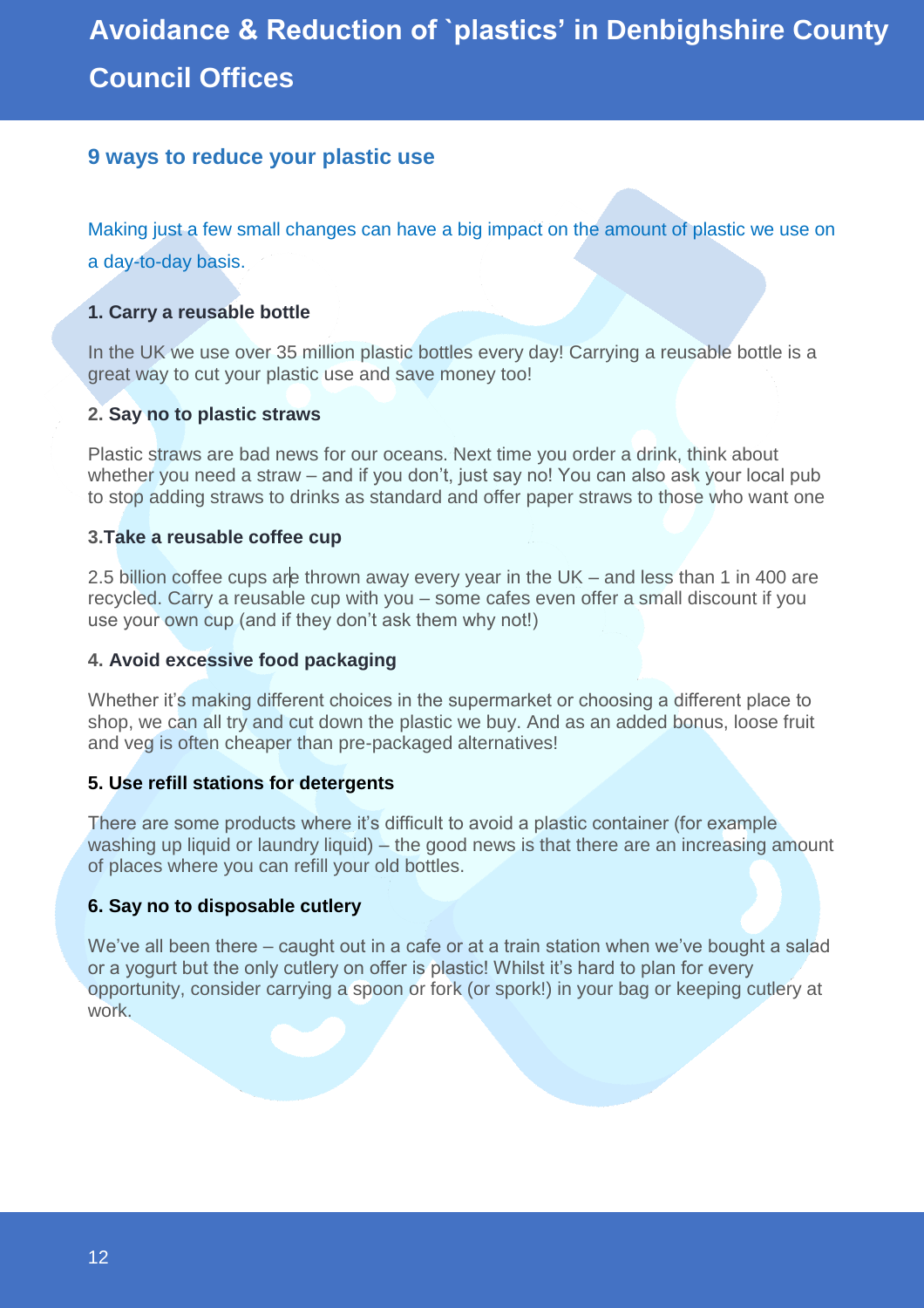## 9 ways to reduce your plastic use

Making just a few small changes can have a big impact on the amount of plastic we use on a day-to-day basis.

**1. Carry a reusable bottle**

In the UK we use over 35 million plastic bottles every day! Carrying a reusable bottle is a great way to cut your plastic use and save money too!

**2. Say no to plastic straws**

Plastic straws are bad news for our oceans. Next time you order a drink, think about whether you need a straw – and if you don't, just say no! You can also ask your local pub to stop adding straws to drinks as standard and offer paper straws to those who want one

**3.Take a reusable coffee cup**

2.5 billion coffee cups are thrown away every year in the UK – and less than 1 in 400 are recycled. Carry a reusable cup with you – some cafes even offer a small discount if you use your own cup (and if they don't ask them why not!)

**4. Avoid excessive food packaging**

Whether it's making different choices in the supermarket or choosing a different place to shop, we can all try and cut down the plastic we buy. And as an added bonus, loose fruit and veg is often cheaper than pre-packaged alternatives!

**5. Use refill stations for detergents**

There are some products where it's difficult to avoid a plastic container (for example washing up liquid or laundry liquid) – the good news is that there are an increasing amount of places where you can refill your old bottles.

**6. Say no to disposable cutlery**

We've all been there – caught out in a cafe or at a train station when we've bought a salad or a yogurt but the only cutlery on offer is plastic! Whilst it's hard to plan for every opportunity, consider carrying a spoon or fork (or spork!) in your bag or keeping cutlery at work.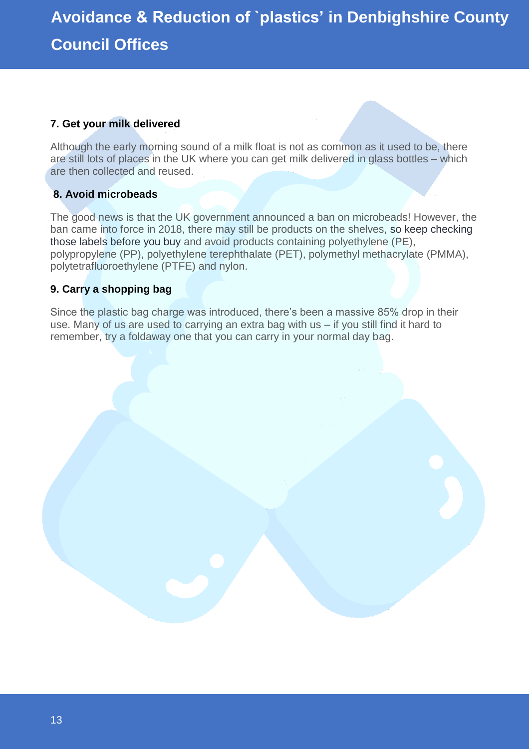### 7. Get your milk delivered

Although the early morning sound of a milk float is not as common as it used to be, there are still lots of places in the UK where you can get milk delivered in glass bottles – which are then collected and reused.

### 8. Avoid microbeads

The good news is that the UK government announced a ban on microbeads! However, the ban came into force in 2018, there may still be products on the shelves, so keep checking those labels before you buy and avoid products containing polyethylene (PE), polypropylene (PP), polyethylene terephthalate (PET), polymethyl methacrylate (PMMA), polytetrafluoroethylene (PTFE) and nylon.

### 9. Carry a shopping bag

Since the plastic bag charge was introduced, there's been a massive 85% drop in their use. Many of us are used to carrying an extra bag with us – if you still find it hard to remember, try a foldaway one that you can carry in your normal day bag.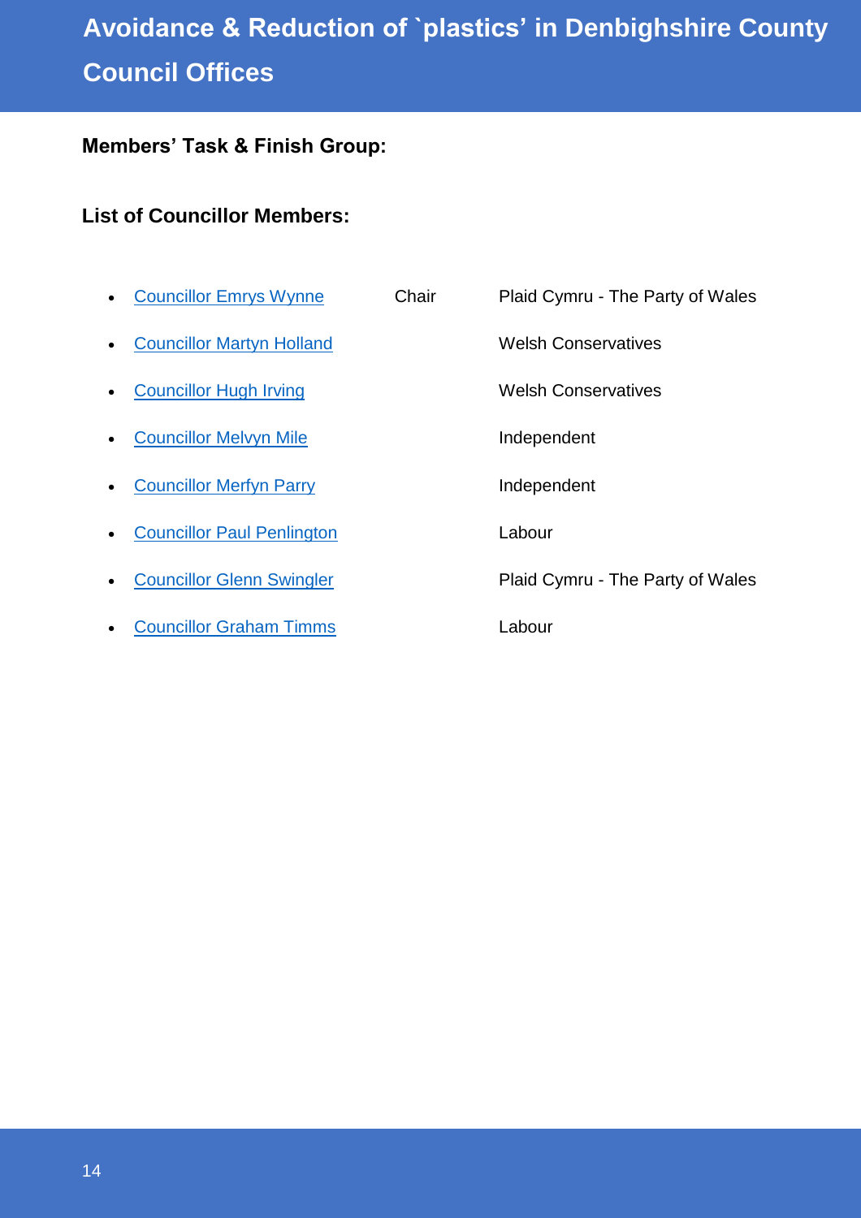# Avoidance & Reduction of `plastics' in Denbighshire County Council Offices

**Members' Task & Finish Group:**

**List of Councillor Members:**

- Councillor Emrys Wynne — Chair — Plaid Cymru - The Party of Wales
- Councillor Martyn Holland — Welsh Conservatives
- Councillor Hugh Irving — Welsh Conservatives
- Councillor Melvyn Mile — Independent
- Councillor Merfyn Parry — Independent
- Councillor Paul Penlington — Labour
- Councillor Glenn Swingler — Plaid Cymru - The Party of Wales
- Councillor Graham Timms — Labour